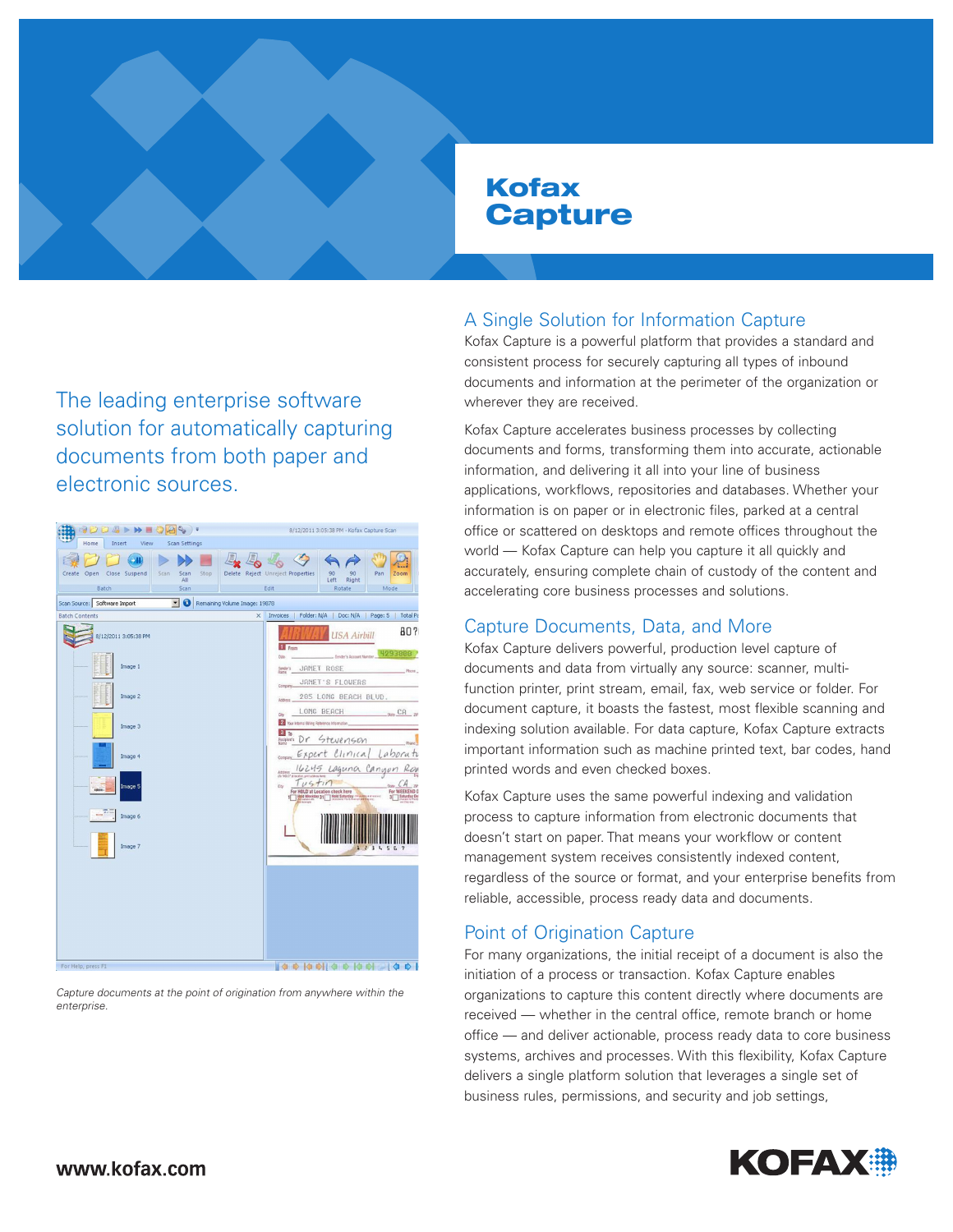# Kofax Capture

The leading enterprise software solution for automatically capturing documents from both paper and electronic sources.

*Capture documents at the point of origination from anywhere within the enterprise.*

## A Single Solution for Information Capture

Kofax Capture is a powerful platform that provides a standard and consistent process for securely capturing all types of inbound documents and information at the perimeter of the organization or wherever they are received.

Kofax Capture accelerates business processes by collecting documents and forms, transforming them into accurate, actionable information, and delivering it all into your line of business applications, workflows, repositories and databases. Whether your information is on paper or in electronic files, parked at a central office or scattered on desktops and remote offices throughout the world — Kofax Capture can help you capture it all quickly and accurately, ensuring complete chain of custody of the content and accelerating core business processes and solutions.

## Capture Documents, Data, and More

Kofax Capture delivers powerful, production level capture of documents and data from virtually any source: scanner, multi-function printer, print stream, email, fax, web service or folder. For document capture, it boasts the fastest, most flexible scanning and indexing solution available. For data capture, Kofax Capture extracts important information such as machine printed text, bar codes, hand printed words and even checked boxes.

Kofax Capture uses the same powerful indexing and validation process to capture information from electronic documents that doesn't start on paper. That means your workflow or content management system receives consistently indexed content, regardless of the source or format, and your enterprise benefits from reliable, accessible, process ready data and documents.

## Point of Origination Capture

For many organizations, the initial receipt of a document is also the initiation of a process or transaction. Kofax Capture enables organizations to capture this content directly where documents are received — whether in the central office, remote branch or home office — and deliver actionable, process ready data to core business systems, archives and processes. With this flexibility, Kofax Capture delivers a single platform solution that leverages a single set of business rules, permissions, and security and job settings,

www.kofax.com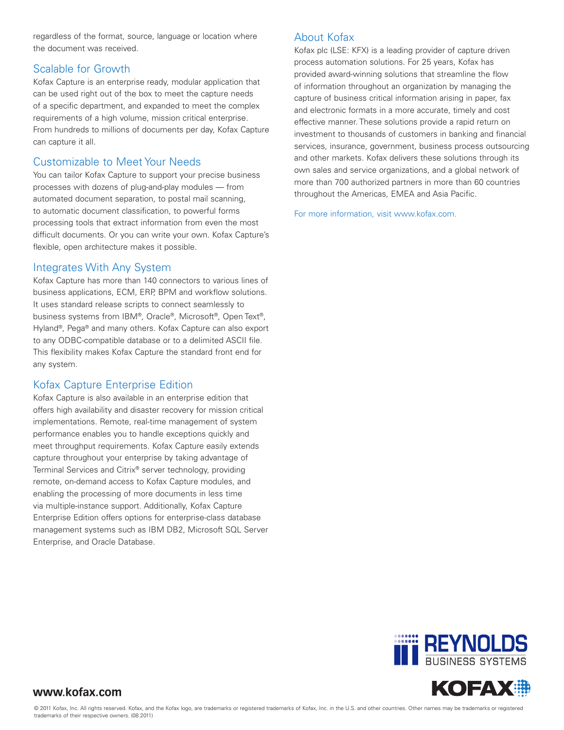regardless of the format, source, language or location where the document was received.

## Scalable for Growth

Kofax Capture is an enterprise ready, modular application that can be used right out of the box to meet the capture needs of a specific department, and expanded to meet the complex requirements of a high volume, mission critical enterprise. From hundreds to millions of documents per day, Kofax Capture can capture it all.

## Customizable to Meet Your Needs

You can tailor Kofax Capture to support your precise business processes with dozens of plug-and-play modules — from automated document separation, to postal mail scanning, to automatic document classification, to powerful forms processing tools that extract information from even the most difficult documents. Or you can write your own. Kofax Capture's flexible, open architecture makes it possible.

## Integrates With Any System

Kofax Capture has more than 140 connectors to various lines of business applications, ECM, ERP, BPM and workflow solutions. It uses standard release scripts to connect seamlessly to business systems from IBM®, Oracle®, Microsoft®, Open Text®, Hyland®, Pega® and many others. Kofax Capture can also export to any ODBC-compatible database or to a delimited ASCII file. This flexibility makes Kofax Capture the standard front end for any system.

## Kofax Capture Enterprise Edition

Kofax Capture is also available in an enterprise edition that offers high availability and disaster recovery for mission critical implementations. Remote, real-time management of system performance enables you to handle exceptions quickly and meet throughput requirements. Kofax Capture easily extends capture throughout your enterprise by taking advantage of Terminal Services and Citrix® server technology, providing remote, on-demand access to Kofax Capture modules, and enabling the processing of more documents in less time via multiple-instance support. Additionally, Kofax Capture Enterprise Edition offers options for enterprise-class database management systems such as IBM DB2, Microsoft SQL Server Enterprise, and Oracle Database.

## About Kofax

Kofax plc (LSE: KFX) is a leading provider of capture driven process automation solutions. For 25 years, Kofax has provided award-winning solutions that streamline the flow of information throughout an organization by managing the capture of business critical information arising in paper, fax and electronic formats in a more accurate, timely and cost effective manner. These solutions provide a rapid return on investment to thousands of customers in banking and financial services, insurance, government, business process outsourcing and other markets. Kofax delivers these solutions through its own sales and service organizations, and a global network of more than 700 authorized partners in more than 60 countries throughout the Americas, EMEA and Asia Pacific.

For more information, visit www.kofax.com.

REYNOLDS BUSINESS SYSTEMS

KOFAX

**www.kofax.com**

© 2011 Kofax, Inc. All rights reserved. Kofax, and the Kofax logo, are trademarks or registered trademarks of Kofax, Inc. in the U.S. and other countries. Other names may be trademarks or registered trademarks of their respective owners. (08.2011)